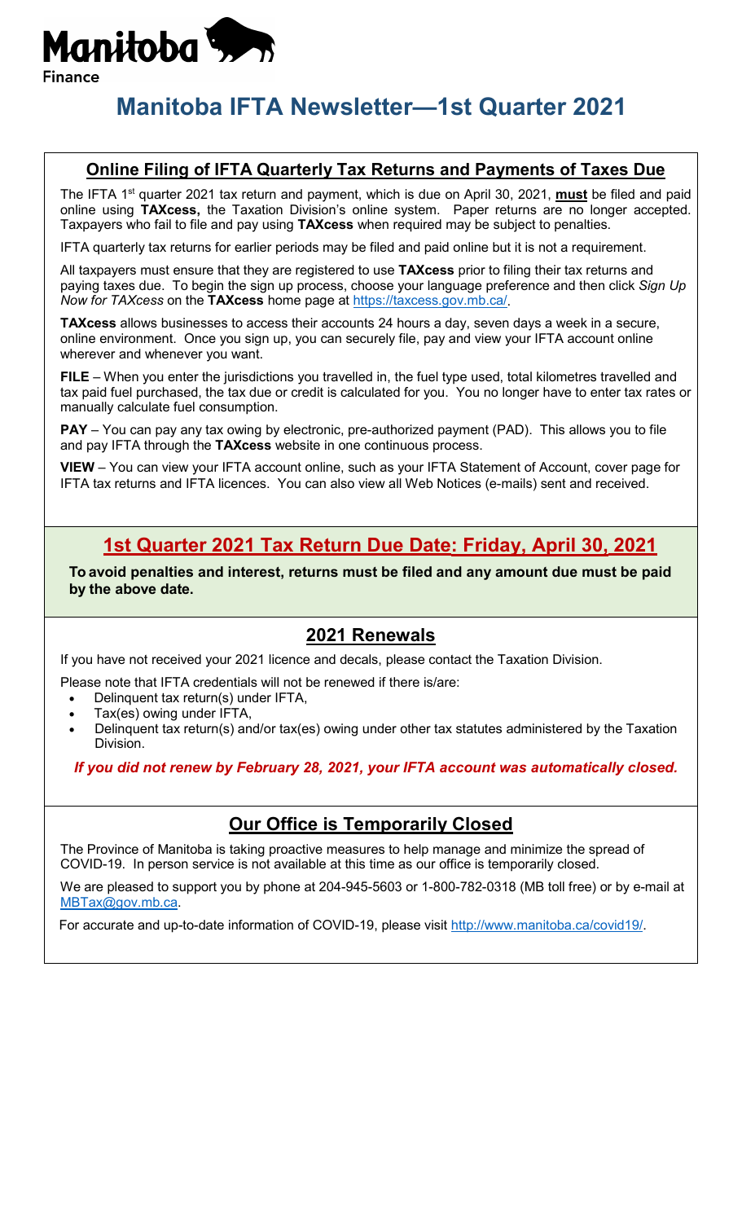Manitoba

Finance

# Manitoba IFTA Newsletter—1st Quarter 2021

## Online Filing of IFTA Quarterly Tax Returns and Payments of Taxes Due

The IFTA 1st quarter 2021 tax return and payment, which is due on April 30, 2021, **must** be filed and paid online using **TAXcess,** the Taxation Division's online system. Paper returns are no longer accepted. Taxpayers who fail to file and pay using **TAXcess** when required may be subject to penalties.

IFTA quarterly tax returns for earlier periods may be filed and paid online but it is not a requirement.

All taxpayers must ensure that they are registered to use **TAXcess** prior to filing their tax returns and paying taxes due. To begin the sign up process, choose your language preference and then click *Sign Up Now for TAXcess* on the **TAXcess** home page at https://taxcess.gov.mb.ca/.

**TAXcess** allows businesses to access their accounts 24 hours a day, seven days a week in a secure, online environment. Once you sign up, you can securely file, pay and view your IFTA account online wherever and whenever you want.

**FILE** – When you enter the jurisdictions you travelled in, the fuel type used, total kilometres travelled and tax paid fuel purchased, the tax due or credit is calculated for you. You no longer have to enter tax rates or manually calculate fuel consumption.

**PAY** – You can pay any tax owing by electronic, pre-authorized payment (PAD). This allows you to file and pay IFTA through the **TAXcess** website in one continuous process.

**VIEW** – You can view your IFTA account online, such as your IFTA Statement of Account, cover page for IFTA tax returns and IFTA licences. You can also view all Web Notices (e-mails) sent and received.

## 1st Quarter 2021 Tax Return Due Date: Friday, April 30, 2021

**To avoid penalties and interest, returns must be filed and any amount due must be paid by the above date.**

## 2021 Renewals

If you have not received your 2021 licence and decals, please contact the Taxation Division.

Please note that IFTA credentials will not be renewed if there is/are:

- Delinquent tax return(s) under IFTA,
- Tax(es) owing under IFTA,
- Delinquent tax return(s) and/or tax(es) owing under other tax statutes administered by the Taxation Division.

***If you did not renew by February 28, 2021, your IFTA account was automatically closed.***

## Our Office is Temporarily Closed

The Province of Manitoba is taking proactive measures to help manage and minimize the spread of COVID-19. In person service is not available at this time as our office is temporarily closed.

We are pleased to support you by phone at 204-945-5603 or 1-800-782-0318 (MB toll free) or by e-mail at MBTax@gov.mb.ca.

For accurate and up-to-date information of COVID-19, please visit http://www.manitoba.ca/covid19/.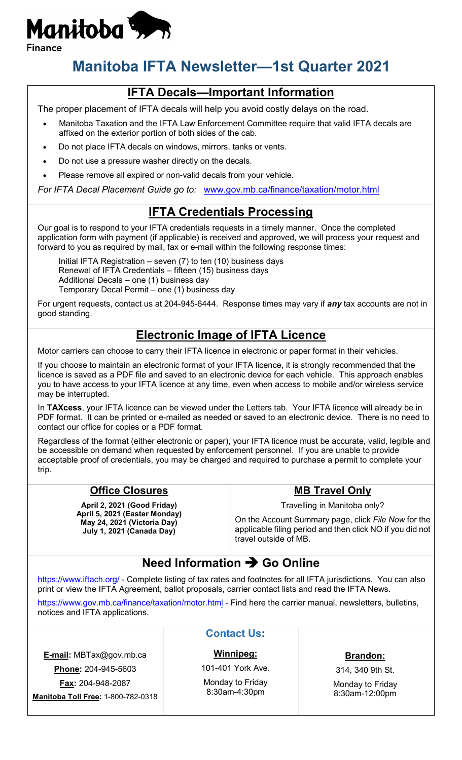Manitoba
Finance

# Manitoba IFTA Newsletter—1st Quarter 2021

## IFTA Decals—Important Information

The proper placement of IFTA decals will help you avoid costly delays on the road.

- Manitoba Taxation and the IFTA Law Enforcement Committee require that valid IFTA decals are affixed on the exterior portion of both sides of the cab.
- Do not place IFTA decals on windows, mirrors, tanks or vents.
- Do not use a pressure washer directly on the decals.
- Please remove all expired or non-valid decals from your vehicle.

*For IFTA Decal Placement Guide go to:* www.gov.mb.ca/finance/taxation/motor.html

## IFTA Credentials Processing

Our goal is to respond to your IFTA credentials requests in a timely manner. Once the completed application form with payment (if applicable) is received and approved, we will process your request and forward to you as required by mail, fax or e-mail within the following response times:

Initial IFTA Registration – seven (7) to ten (10) business days
Renewal of IFTA Credentials – fifteen (15) business days
Additional Decals – one (1) business day
Temporary Decal Permit – one (1) business day

For urgent requests, contact us at 204-945-6444. Response times may vary if ***any*** tax accounts are not in good standing.

## Electronic Image of IFTA Licence

Motor carriers can choose to carry their IFTA licence in electronic or paper format in their vehicles.

If you choose to maintain an electronic format of your IFTA licence, it is strongly recommended that the licence is saved as a PDF file and saved to an electronic device for each vehicle. This approach enables you to have access to your IFTA licence at any time, even when access to mobile and/or wireless service may be interrupted.

In **TAXcess**, your IFTA licence can be viewed under the Letters tab. Your IFTA licence will already be in PDF format. It can be printed or e-mailed as needed or saved to an electronic device. There is no need to contact our office for copies or a PDF format.

Regardless of the format (either electronic or paper), your IFTA licence must be accurate, valid, legible and be accessible on demand when requested by enforcement personnel. If you are unable to provide acceptable proof of credentials, you may be charged and required to purchase a permit to complete your trip.

### Office Closures

**April 2, 2021 (Good Friday)**
**April 5, 2021 (Easter Monday)**
**May 24, 2021 (Victoria Day)**
**July 1, 2021 (Canada Day)**

### MB Travel Only

Travelling in Manitoba only?

On the Account Summary page, click *File Now* for the applicable filing period and then click NO if you did not travel outside of MB.

## Need Information ➔ Go Online

https://www.iftach.org/ - Complete listing of tax rates and footnotes for all IFTA jurisdictions. You can also print or view the IFTA Agreement, ballot proposals, carrier contact lists and read the IFTA News.

https://www.gov.mb.ca/finance/taxation/motor.html - Find here the carrier manual, newsletters, bulletins, notices and IFTA applications.

## Contact Us:

**E-mail:** MBTax@gov.mb.ca
**Phone:** 204-945-5603
**Fax:** 204-948-2087
**Manitoba Toll Free:** 1-800-782-0318

**Winnipeg:**
101-401 York Ave.
Monday to Friday
8:30am-4:30pm

**Brandon:**
314, 340 9th St.
Monday to Friday
8:30am-12:00pm